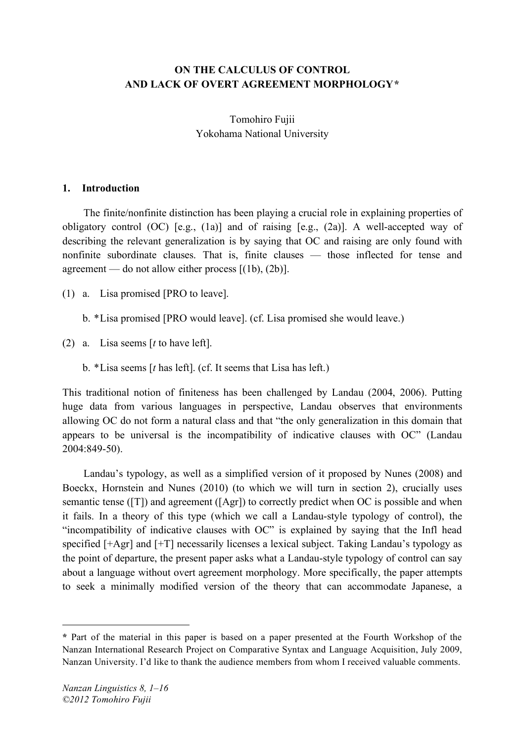# ON THE CALCULUS OF CONTROL AND LACK OF OVERT AGREEMENT MORPHOLOGY*

Tomohiro Fujii
Yokohama National University

## 1. Introduction

The finite/nonfinite distinction has been playing a crucial role in explaining properties of obligatory control (OC) [e.g., (1a)] and of raising [e.g., (2a)]. A well-accepted way of describing the relevant generalization is by saying that OC and raising are only found with nonfinite subordinate clauses. That is, finite clauses — those inflected for tense and agreement — do not allow either process [(1b), (2b)].

(1) a. Lisa promised [PRO to leave].

b. *Lisa promised [PRO would leave]. (cf. Lisa promised she would leave.)

(2) a. Lisa seems [*t* to have left].

b. *Lisa seems [*t* has left]. (cf. It seems that Lisa has left.)

This traditional notion of finiteness has been challenged by Landau (2004, 2006). Putting huge data from various languages in perspective, Landau observes that environments allowing OC do not form a natural class and that "the only generalization in this domain that appears to be universal is the incompatibility of indicative clauses with OC" (Landau 2004:849-50).

Landau's typology, as well as a simplified version of it proposed by Nunes (2008) and Boeckx, Hornstein and Nunes (2010) (to which we will turn in section 2), crucially uses semantic tense ([T]) and agreement ([Agr]) to correctly predict when OC is possible and when it fails. In a theory of this type (which we call a Landau-style typology of control), the "incompatibility of indicative clauses with OC" is explained by saying that the Infl head specified [+Agr] and [+T] necessarily licenses a lexical subject. Taking Landau's typology as the point of departure, the present paper asks what a Landau-style typology of control can say about a language without overt agreement morphology. More specifically, the paper attempts to seek a minimally modified version of the theory that can accommodate Japanese, a

* Part of the material in this paper is based on a paper presented at the Fourth Workshop of the Nanzan International Research Project on Comparative Syntax and Language Acquisition, July 2009, Nanzan University. I'd like to thank the audience members from whom I received valuable comments.

*Nanzan Linguistics 8, 1–16*
*©2012 Tomohiro Fujii*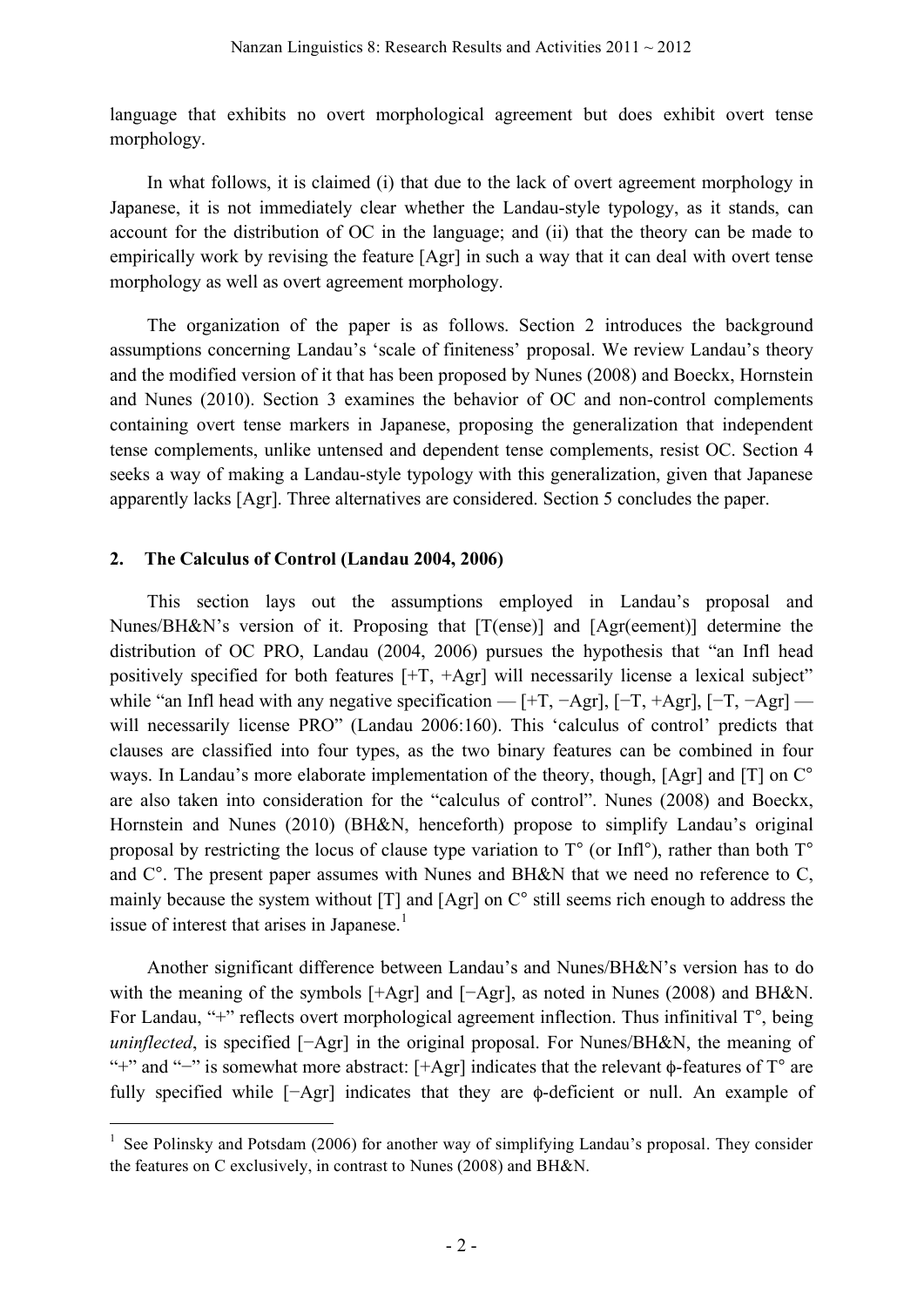language that exhibits no overt morphological agreement but does exhibit overt tense morphology.

In what follows, it is claimed (i) that due to the lack of overt agreement morphology in Japanese, it is not immediately clear whether the Landau-style typology, as it stands, can account for the distribution of OC in the language; and (ii) that the theory can be made to empirically work by revising the feature [Agr] in such a way that it can deal with overt tense morphology as well as overt agreement morphology.

The organization of the paper is as follows. Section 2 introduces the background assumptions concerning Landau's 'scale of finiteness' proposal. We review Landau's theory and the modified version of it that has been proposed by Nunes (2008) and Boeckx, Hornstein and Nunes (2010). Section 3 examines the behavior of OC and non-control complements containing overt tense markers in Japanese, proposing the generalization that independent tense complements, unlike untensed and dependent tense complements, resist OC. Section 4 seeks a way of making a Landau-style typology with this generalization, given that Japanese apparently lacks [Agr]. Three alternatives are considered. Section 5 concludes the paper.

## 2. The Calculus of Control (Landau 2004, 2006)

This section lays out the assumptions employed in Landau's proposal and Nunes/BH&N's version of it. Proposing that [T(ense)] and [Agr(eement)] determine the distribution of OC PRO, Landau (2004, 2006) pursues the hypothesis that "an Infl head positively specified for both features [+T, +Agr] will necessarily license a lexical subject" while "an Infl head with any negative specification — [+T, −Agr], [−T, +Agr], [−T, −Agr] — will necessarily license PRO" (Landau 2006:160). This 'calculus of control' predicts that clauses are classified into four types, as the two binary features can be combined in four ways. In Landau's more elaborate implementation of the theory, though, [Agr] and [T] on C° are also taken into consideration for the "calculus of control". Nunes (2008) and Boeckx, Hornstein and Nunes (2010) (BH&N, henceforth) propose to simplify Landau's original proposal by restricting the locus of clause type variation to T° (or Infl°), rather than both T° and C°. The present paper assumes with Nunes and BH&N that we need no reference to C, mainly because the system without [T] and [Agr] on C° still seems rich enough to address the issue of interest that arises in Japanese.[1]

Another significant difference between Landau's and Nunes/BH&N's version has to do with the meaning of the symbols [+Agr] and [−Agr], as noted in Nunes (2008) and BH&N. For Landau, "+" reflects overt morphological agreement inflection. Thus infinitival T°, being *uninflected*, is specified [−Agr] in the original proposal. For Nunes/BH&N, the meaning of "+" and "−" is somewhat more abstract: [+Agr] indicates that the relevant ϕ-features of T° are fully specified while [−Agr] indicates that they are ϕ-deficient or null. An example of

[1] See Polinsky and Potsdam (2006) for another way of simplifying Landau's proposal. They consider the features on C exclusively, in contrast to Nunes (2008) and BH&N.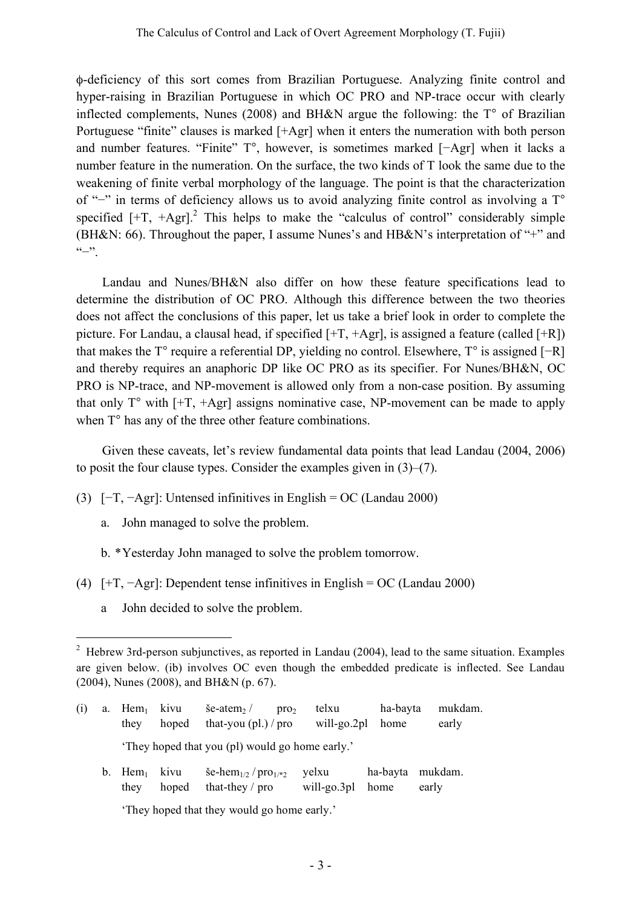ϕ-deficiency of this sort comes from Brazilian Portuguese. Analyzing finite control and hyper-raising in Brazilian Portuguese in which OC PRO and NP-trace occur with clearly inflected complements, Nunes (2008) and BH&N argue the following: the T° of Brazilian Portuguese "finite" clauses is marked [+Agr] when it enters the numeration with both person and number features. "Finite" T°, however, is sometimes marked [−Agr] when it lacks a number feature in the numeration. On the surface, the two kinds of T look the same due to the weakening of finite verbal morphology of the language. The point is that the characterization of "–" in terms of deficiency allows us to avoid analyzing finite control as involving a T° specified [+T, +Agr].[2] This helps to make the "calculus of control" considerably simple (BH&N: 66). Throughout the paper, I assume Nunes's and HB&N's interpretation of "+" and "–".

Landau and Nunes/BH&N also differ on how these feature specifications lead to determine the distribution of OC PRO. Although this difference between the two theories does not affect the conclusions of this paper, let us take a brief look in order to complete the picture. For Landau, a clausal head, if specified [+T, +Agr], is assigned a feature (called [+R]) that makes the T° require a referential DP, yielding no control. Elsewhere, T° is assigned [−R] and thereby requires an anaphoric DP like OC PRO as its specifier. For Nunes/BH&N, OC PRO is NP-trace, and NP-movement is allowed only from a non-case position. By assuming that only T° with [+T, +Agr] assigns nominative case, NP-movement can be made to apply when T° has any of the three other feature combinations.

Given these caveats, let's review fundamental data points that lead Landau (2004, 2006) to posit the four clause types. Consider the examples given in (3)–(7).

(3) [−T, −Agr]: Untensed infinitives in English = OC (Landau 2000)

a. John managed to solve the problem.

b. *Yesterday John managed to solve the problem tomorrow.

(4) [+T, −Agr]: Dependent tense infinitives in English = OC (Landau 2000)

a John decided to solve the problem.

---

[2] Hebrew 3rd-person subjunctives, as reported in Landau (2004), lead to the same situation. Examples are given below. (ib) involves OC even though the embedded predicate is inflected. See Landau (2004), Nunes (2008), and BH&N (p. 67).

(i) a. Hem$_1$ kivu še-atem$_2$ / pro$_2$ telxu ha-bayta mukdam.
they hoped that-you (pl.) / pro will-go.2pl home early

'They hoped that you (pl) would go home early.'

b. Hem$_1$ kivu še-hem$_{1/2}$ / pro$_{1/*2}$ yelxu ha-bayta mukdam.
they hoped that-they / pro will-go.3pl home early

'They hoped that they would go home early.'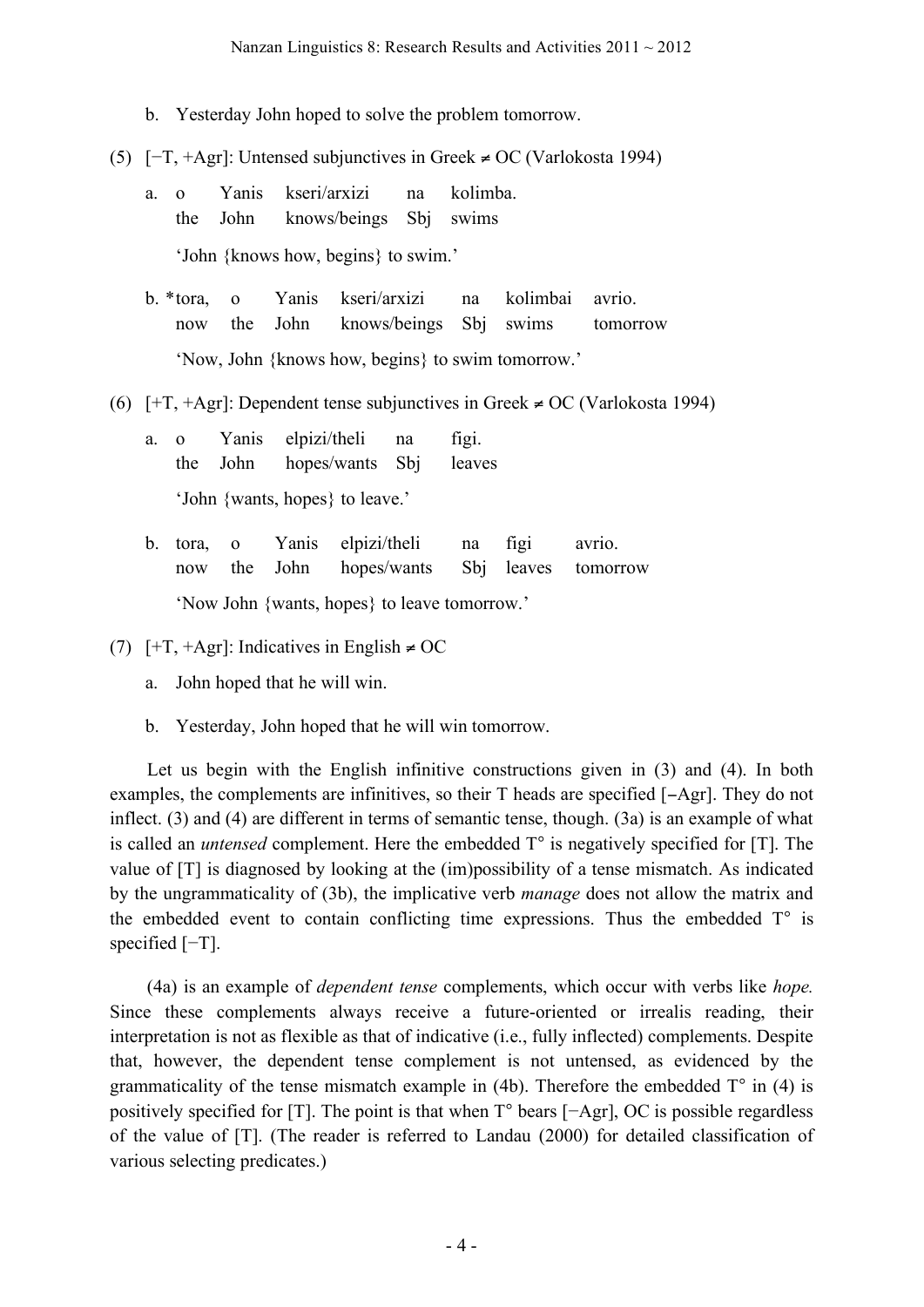b. Yesterday John hoped to solve the problem tomorrow.

(5) [−T, +Agr]: Untensed subjunctives in Greek ≠ OC (Varlokosta 1994)

a. o Yanis kseri/arxizi na kolimba.
   the John knows/beings Sbj swims

   'John {knows how, begins} to swim.'

b. *tora, o Yanis kseri/arxizi na kolimbai avrio.
   now the John knows/beings Sbj swims tomorrow

   'Now, John {knows how, begins} to swim tomorrow.'

(6) [+T, +Agr]: Dependent tense subjunctives in Greek ≠ OC (Varlokosta 1994)

a. o Yanis elpizi/theli na figi.
   the John hopes/wants Sbj leaves

   'John {wants, hopes} to leave.'

b. tora, o Yanis elpizi/theli na figi avrio.
   now the John hopes/wants Sbj leaves tomorrow

   'Now John {wants, hopes} to leave tomorrow.'

(7) [+T, +Agr]: Indicatives in English ≠ OC

a. John hoped that he will win.

b. Yesterday, John hoped that he will win tomorrow.

Let us begin with the English infinitive constructions given in (3) and (4). In both examples, the complements are infinitives, so their T heads are specified [−Agr]. They do not inflect. (3) and (4) are different in terms of semantic tense, though. (3a) is an example of what is called an *untensed* complement. Here the embedded T° is negatively specified for [T]. The value of [T] is diagnosed by looking at the (im)possibility of a tense mismatch. As indicated by the ungrammaticality of (3b), the implicative verb *manage* does not allow the matrix and the embedded event to contain conflicting time expressions. Thus the embedded T° is specified [−T].

(4a) is an example of *dependent tense* complements, which occur with verbs like *hope.* Since these complements always receive a future-oriented or irrealis reading, their interpretation is not as flexible as that of indicative (i.e., fully inflected) complements. Despite that, however, the dependent tense complement is not untensed, as evidenced by the grammaticality of the tense mismatch example in (4b). Therefore the embedded T° in (4) is positively specified for [T]. The point is that when T° bears [−Agr], OC is possible regardless of the value of [T]. (The reader is referred to Landau (2000) for detailed classification of various selecting predicates.)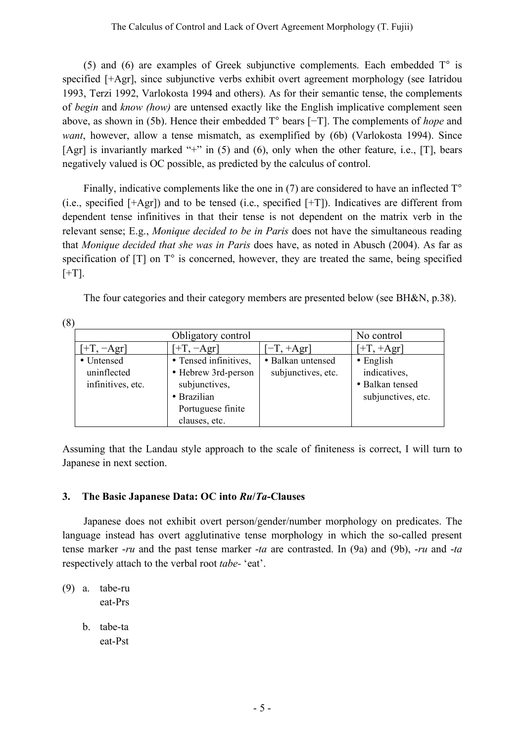(5) and (6) are examples of Greek subjunctive complements. Each embedded T° is specified [+Agr], since subjunctive verbs exhibit overt agreement morphology (see Iatridou 1993, Terzi 1992, Varlokosta 1994 and others). As for their semantic tense, the complements of *begin* and *know (how)* are untensed exactly like the English implicative complement seen above, as shown in (5b). Hence their embedded T° bears [−T]. The complements of *hope* and *want*, however, allow a tense mismatch, as exemplified by (6b) (Varlokosta 1994). Since [Agr] is invariantly marked "+" in (5) and (6), only when the other feature, i.e., [T], bears negatively valued is OC possible, as predicted by the calculus of control.

Finally, indicative complements like the one in (7) are considered to have an inflected T° (i.e., specified [+Agr]) and to be tensed (i.e., specified [+T]). Indicatives are different from dependent tense infinitives in that their tense is not dependent on the matrix verb in the relevant sense; E.g., *Monique decided to be in Paris* does not have the simultaneous reading that *Monique decided that she was in Paris* does have, as noted in Abusch (2004). As far as specification of [T] on T° is concerned, however, they are treated the same, being specified [+T].

The four categories and their category members are presented below (see BH&N, p.38).

(8)

| Obligatory control | | | No control |
|---|---|---|---|
| [+T, −Agr] | [+T, −Agr] | [−T, +Agr] | [+T, +Agr] |
| • Untensed uninflected infinitives, etc. | • Tensed infinitives, • Hebrew 3rd-person subjunctives, • Brazilian Portuguese finite clauses, etc. | • Balkan untensed subjunctives, etc. | • English indicatives, • Balkan tensed subjunctives, etc. |

Assuming that the Landau style approach to the scale of finiteness is correct, I will turn to Japanese in next section.

## 3. The Basic Japanese Data: OC into *Ru*/*Ta*-Clauses

Japanese does not exhibit overt person/gender/number morphology on predicates. The language instead has overt agglutinative tense morphology in which the so-called present tense marker *-ru* and the past tense marker *-ta* are contrasted. In (9a) and (9b), *-ru* and *-ta* respectively attach to the verbal root *tabe-* 'eat'.

(9) a. tabe-ru
 eat-Prs

 b. tabe-ta
 eat-Pst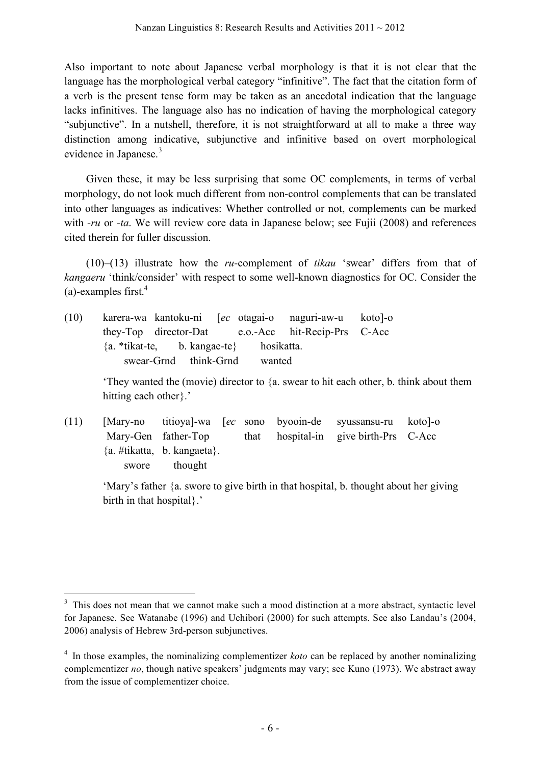Also important to note about Japanese verbal morphology is that it is not clear that the language has the morphological verbal category "infinitive". The fact that the citation form of a verb is the present tense form may be taken as an anecdotal indication that the language lacks infinitives. The language also has no indication of having the morphological category "subjunctive". In a nutshell, therefore, it is not straightforward at all to make a three way distinction among indicative, subjunctive and infinitive based on overt morphological evidence in Japanese.[3]

Given these, it may be less surprising that some OC complements, in terms of verbal morphology, do not look much different from non-control complements that can be translated into other languages as indicatives: Whether controlled or not, complements can be marked with *-ru* or *-ta*. We will review core data in Japanese below; see Fujii (2008) and references cited therein for fuller discussion.

(10)–(13) illustrate how the *ru*-complement of *tikau* 'swear' differs from that of *kangaeru* 'think/consider' with respect to some well-known diagnostics for OC. Consider the (a)-examples first.[4]

(10) karera-wa kantoku-ni [*ec* otagai-o naguri-aw-u koto]-o
they-Top director-Dat e.o.-Acc hit-Recip-Prs C-Acc
{a. *tikat-te, b. kangae-te} hosikatta.
swear-Grnd think-Grnd wanted

'They wanted the (movie) director to {a. swear to hit each other, b. think about them hitting each other}.'

(11) [Mary-no titioya]-wa [*ec* sono byooin-de syussansu-ru koto]-o
Mary-Gen father-Top that hospital-in give birth-Prs C-Acc
{a. #tikatta, b. kangaeta}.
swore thought

'Mary's father {a. swore to give birth in that hospital, b. thought about her giving birth in that hospital}.'

---

[3] This does not mean that we cannot make such a mood distinction at a more abstract, syntactic level for Japanese. See Watanabe (1996) and Uchibori (2000) for such attempts. See also Landau's (2004, 2006) analysis of Hebrew 3rd-person subjunctives.

[4] In those examples, the nominalizing complementizer *koto* can be replaced by another nominalizing complementizer *no*, though native speakers' judgments may vary; see Kuno (1973). We abstract away from the issue of complementizer choice.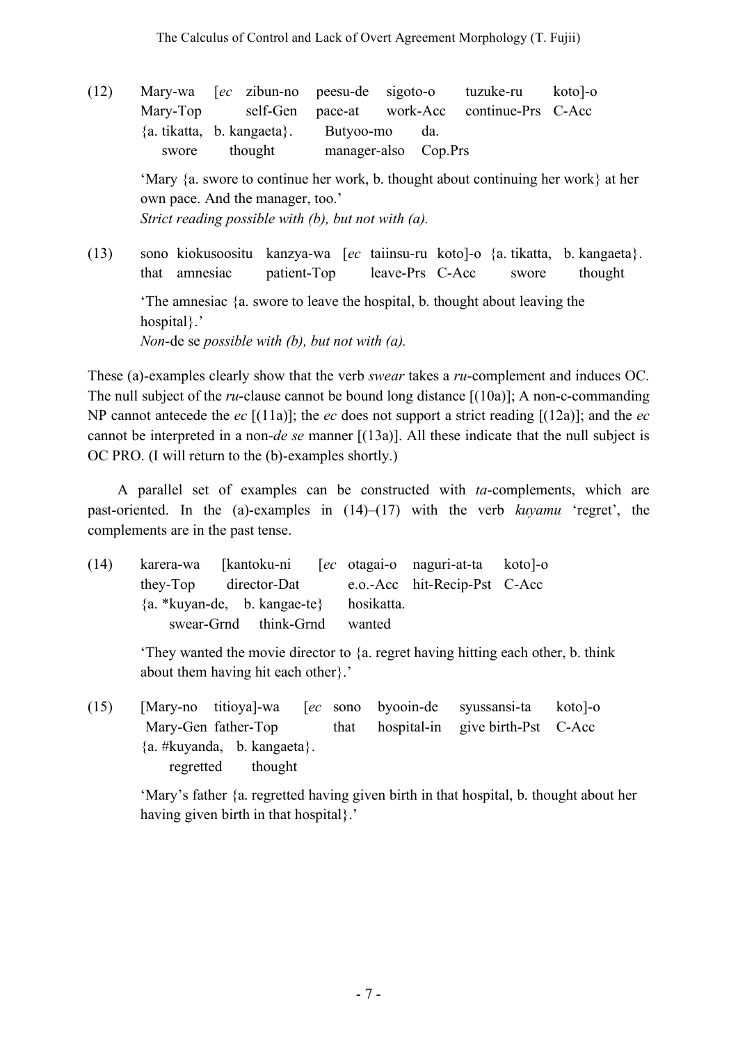(12) Mary-wa [*ec* zibun-no peesu-de sigoto-o tuzuke-ru koto]-o
 Mary-Top self-Gen pace-at work-Acc continue-Prs C-Acc
 {a. tikatta, b. kangaeta}. Butyoo-mo da.
 swore thought manager-also Cop.Prs

 'Mary {a. swore to continue her work, b. thought about continuing her work} at her own pace. And the manager, too.'
 *Strict reading possible with (b), but not with (a).*

(13) sono kiokusoositu kanzya-wa [*ec* taiinsu-ru koto]-o {a. tikatta, b. kangaeta}.
 that amnesiac patient-Top leave-Prs C-Acc swore thought

 'The amnesiac {a. swore to leave the hospital, b. thought about leaving the hospital}.'
 *Non-*de se *possible with (b), but not with (a).*

These (a)-examples clearly show that the verb *swear* takes a *ru*-complement and induces OC. The null subject of the *ru*-clause cannot be bound long distance [(10a)]; A non-c-commanding NP cannot antecede the *ec* [(11a)]; the *ec* does not support a strict reading [(12a)]; and the *ec* cannot be interpreted in a non-*de se* manner [(13a)]. All these indicate that the null subject is OC PRO. (I will return to the (b)-examples shortly.)

A parallel set of examples can be constructed with *ta*-complements, which are past-oriented. In the (a)-examples in (14)–(17) with the verb *kuyamu* 'regret', the complements are in the past tense.

(14) karera-wa [kantoku-ni [*ec* otagai-o naguri-at-ta koto]-o
 they-Top director-Dat e.o.-Acc hit-Recip-Pst C-Acc
 {a. \*kuyan-de, b. kangae-te} hosikatta.
 swear-Grnd think-Grnd wanted

 'They wanted the movie director to {a. regret having hitting each other, b. think about them having hit each other}.'

(15) [Mary-no titioya]-wa [*ec* sono byooin-de syussansi-ta koto]-o
 Mary-Gen father-Top that hospital-in give birth-Pst C-Acc
 {a. #kuyanda, b. kangaeta}.
 regretted thought

 'Mary's father {a. regretted having given birth in that hospital, b. thought about her having given birth in that hospital}.'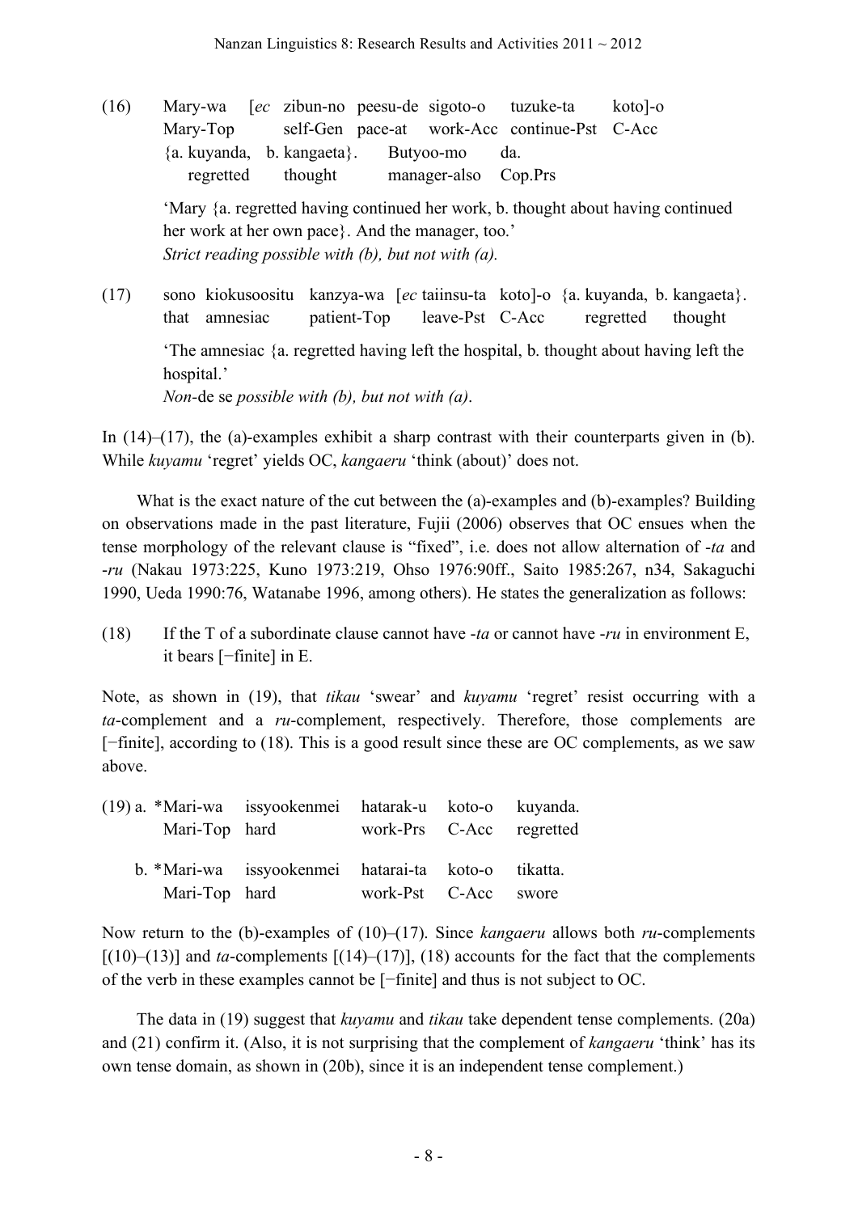(16) Mary-wa [*ec* zibun-no peesu-de sigoto-o tuzuke-ta koto]-o
Mary-Top self-Gen pace-at work-Acc continue-Pst C-Acc
{a. kuyanda, b. kangaeta}. Butyoo-mo da.
regretted thought manager-also Cop.Prs

'Mary {a. regretted having continued her work, b. thought about having continued her work at her own pace}. And the manager, too.'
*Strict reading possible with (b), but not with (a).*

(17) sono kiokusoositu kanzya-wa [*ec* taiinsu-ta koto]-o {a. kuyanda, b. kangaeta}.
that amnesiac patient-Top leave-Pst C-Acc regretted thought

'The amnesiac {a. regretted having left the hospital, b. thought about having left the hospital.'
*Non-*de se *possible with (b), but not with (a).*

In (14)–(17), the (a)-examples exhibit a sharp contrast with their counterparts given in (b). While *kuyamu* 'regret' yields OC, *kangaeru* 'think (about)' does not.

What is the exact nature of the cut between the (a)-examples and (b)-examples? Building on observations made in the past literature, Fujii (2006) observes that OC ensues when the tense morphology of the relevant clause is "fixed", i.e. does not allow alternation of *-ta* and *-ru* (Nakau 1973:225, Kuno 1973:219, Ohso 1976:90ff., Saito 1985:267, n34, Sakaguchi 1990, Ueda 1990:76, Watanabe 1996, among others). He states the generalization as follows:

(18) If the T of a subordinate clause cannot have *-ta* or cannot have *-ru* in environment E, it bears [−finite] in E.

Note, as shown in (19), that *tikau* 'swear' and *kuyamu* 'regret' resist occurring with a *ta*-complement and a *ru*-complement, respectively. Therefore, those complements are [−finite], according to (18). This is a good result since these are OC complements, as we saw above.

(19) a. *Mari-wa issyookenmei hatarak-u koto-o kuyanda.
Mari-Top hard work-Prs C-Acc regretted

b. *Mari-wa issyookenmei hatarai-ta koto-o tikatta.
Mari-Top hard work-Pst C-Acc swore

Now return to the (b)-examples of (10)–(17). Since *kangaeru* allows both *ru*-complements [(10)–(13)] and *ta*-complements [(14)–(17)], (18) accounts for the fact that the complements of the verb in these examples cannot be [−finite] and thus is not subject to OC.

The data in (19) suggest that *kuyamu* and *tikau* take dependent tense complements. (20a) and (21) confirm it. (Also, it is not surprising that the complement of *kangaeru* 'think' has its own tense domain, as shown in (20b), since it is an independent tense complement.)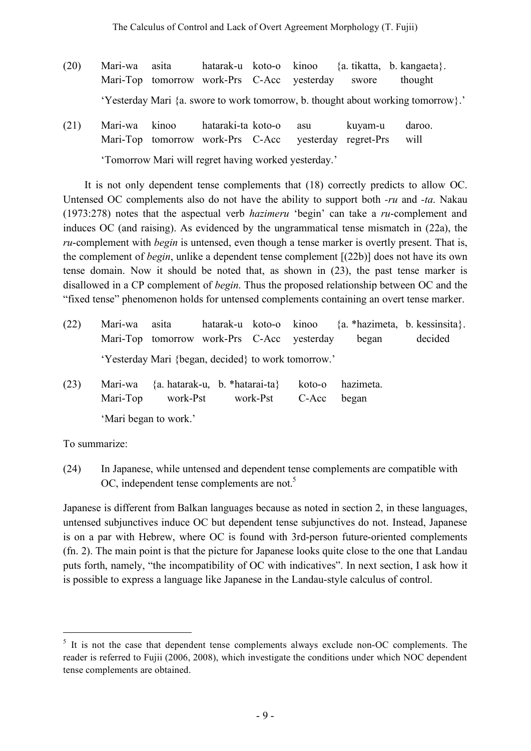(20) Mari-wa asita hatarak-u koto-o kinoo {a. tikatta, b. kangaeta}.
Mari-Top tomorrow work-Prs C-Acc yesterday swore thought

'Yesterday Mari {a. swore to work tomorrow, b. thought about working tomorrow}.'

(21) Mari-wa kinoo hataraki-ta koto-o asu kuyam-u daroo.
Mari-Top tomorrow work-Prs C-Acc yesterday regret-Prs will

'Tomorrow Mari will regret having worked yesterday.'

It is not only dependent tense complements that (18) correctly predicts to allow OC. Untensed OC complements also do not have the ability to support both *-ru* and *-ta*. Nakau (1973:278) notes that the aspectual verb *hazimeru* 'begin' can take a *ru*-complement and induces OC (and raising). As evidenced by the ungrammatical tense mismatch in (22a), the *ru*-complement with *begin* is untensed, even though a tense marker is overtly present. That is, the complement of *begin*, unlike a dependent tense complement [(22b)] does not have its own tense domain. Now it should be noted that, as shown in (23), the past tense marker is disallowed in a CP complement of *begin*. Thus the proposed relationship between OC and the "fixed tense" phenomenon holds for untensed complements containing an overt tense marker.

(22) Mari-wa asita hatarak-u koto-o kinoo {a. *hazimeta, b. kessinsita}.
Mari-Top tomorrow work-Prs C-Acc yesterday began decided

'Yesterday Mari {began, decided} to work tomorrow.'

(23) Mari-wa {a. hatarak-u, b. *hatarai-ta} koto-o hazimeta.
Mari-Top work-Pst work-Pst C-Acc began

'Mari began to work.'

To summarize:

(24) In Japanese, while untensed and dependent tense complements are compatible with OC, independent tense complements are not.[5]

Japanese is different from Balkan languages because as noted in section 2, in these languages, untensed subjunctives induce OC but dependent tense subjunctives do not. Instead, Japanese is on a par with Hebrew, where OC is found with 3rd-person future-oriented complements (fn. 2). The main point is that the picture for Japanese looks quite close to the one that Landau puts forth, namely, "the incompatibility of OC with indicatives". In next section, I ask how it is possible to express a language like Japanese in the Landau-style calculus of control.

---

[5] It is not the case that dependent tense complements always exclude non-OC complements. The reader is referred to Fujii (2006, 2008), which investigate the conditions under which NOC dependent tense complements are obtained.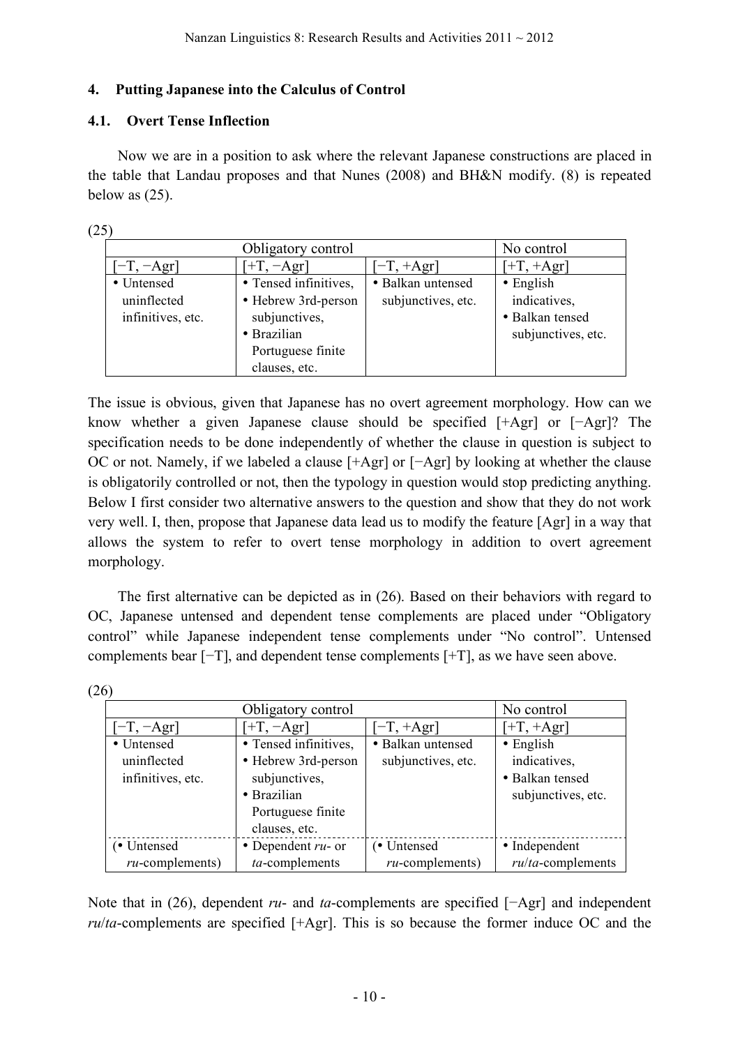## 4. Putting Japanese into the Calculus of Control

### 4.1. Overt Tense Inflection

Now we are in a position to ask where the relevant Japanese constructions are placed in the table that Landau proposes and that Nunes (2008) and BH&N modify. (8) is repeated below as (25).

(25)

| Obligatory control | | | No control |
|---|---|---|---|
| [−T, −Agr] | [+T, −Agr] | [−T, +Agr] | [+T, +Agr] |
| • Untensed uninflected infinitives, etc. | • Tensed infinitives, • Hebrew 3rd-person subjunctives, • Brazilian Portuguese finite clauses, etc. | • Balkan untensed subjunctives, etc. | • English indicatives, • Balkan tensed subjunctives, etc. |

The issue is obvious, given that Japanese has no overt agreement morphology. How can we know whether a given Japanese clause should be specified [+Agr] or [−Agr]? The specification needs to be done independently of whether the clause in question is subject to OC or not. Namely, if we labeled a clause [+Agr] or [−Agr] by looking at whether the clause is obligatorily controlled or not, then the typology in question would stop predicting anything. Below I first consider two alternative answers to the question and show that they do not work very well. I, then, propose that Japanese data lead us to modify the feature [Agr] in a way that allows the system to refer to overt tense morphology in addition to overt agreement morphology.

The first alternative can be depicted as in (26). Based on their behaviors with regard to OC, Japanese untensed and dependent tense complements are placed under "Obligatory control" while Japanese independent tense complements under "No control". Untensed complements bear [−T], and dependent tense complements [+T], as we have seen above.

(26)

| Obligatory control | | | No control |
|---|---|---|---|
| [−T, −Agr] | [+T, −Agr] | [−T, +Agr] | [+T, +Agr] |
| • Untensed uninflected infinitives, etc. | • Tensed infinitives, • Hebrew 3rd-person subjunctives, • Brazilian Portuguese finite clauses, etc. | • Balkan untensed subjunctives, etc. | • English indicatives, • Balkan tensed subjunctives, etc. |
| (• Untensed *ru*-complements) | • Dependent *ru*- or *ta*-complements | (• Untensed *ru*-complements) | • Independent *ru*/*ta*-complements |

Note that in (26), dependent *ru*- and *ta*-complements are specified [−Agr] and independent *ru*/*ta*-complements are specified [+Agr]. This is so because the former induce OC and the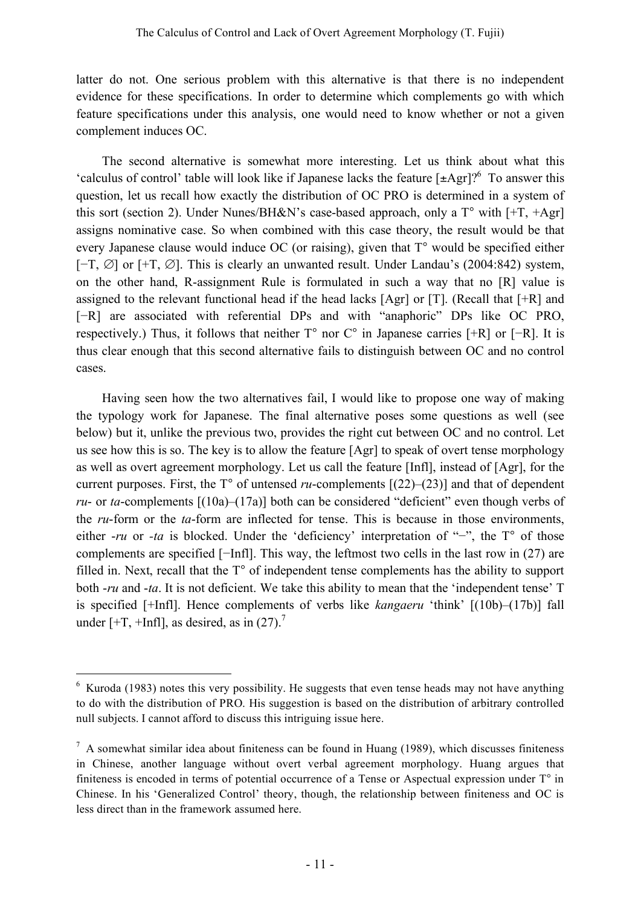latter do not. One serious problem with this alternative is that there is no independent evidence for these specifications. In order to determine which complements go with which feature specifications under this analysis, one would need to know whether or not a given complement induces OC.

The second alternative is somewhat more interesting. Let us think about what this 'calculus of control' table will look like if Japanese lacks the feature [±Agr]?[6] To answer this question, let us recall how exactly the distribution of OC PRO is determined in a system of this sort (section 2). Under Nunes/BH&N's case-based approach, only a T° with [+T, +Agr] assigns nominative case. So when combined with this case theory, the result would be that every Japanese clause would induce OC (or raising), given that T° would be specified either [−T, ∅] or [+T, ∅]. This is clearly an unwanted result. Under Landau's (2004:842) system, on the other hand, R-assignment Rule is formulated in such a way that no [R] value is assigned to the relevant functional head if the head lacks [Agr] or [T]. (Recall that [+R] and [−R] are associated with referential DPs and with "anaphoric" DPs like OC PRO, respectively.) Thus, it follows that neither T° nor C° in Japanese carries [+R] or [−R]. It is thus clear enough that this second alternative fails to distinguish between OC and no control cases.

Having seen how the two alternatives fail, I would like to propose one way of making the typology work for Japanese. The final alternative poses some questions as well (see below) but it, unlike the previous two, provides the right cut between OC and no control. Let us see how this is so. The key is to allow the feature [Agr] to speak of overt tense morphology as well as overt agreement morphology. Let us call the feature [Infl], instead of [Agr], for the current purposes. First, the T° of untensed *ru*-complements [(22)–(23)] and that of dependent *ru*- or *ta*-complements [(10a)–(17a)] both can be considered "deficient" even though verbs of the *ru*-form or the *ta*-form are inflected for tense. This is because in those environments, either *-ru* or *-ta* is blocked. Under the 'deficiency' interpretation of "−", the T° of those complements are specified [−Infl]. This way, the leftmost two cells in the last row in (27) are filled in. Next, recall that the T° of independent tense complements has the ability to support both *-ru* and *-ta*. It is not deficient. We take this ability to mean that the 'independent tense' T is specified [+Infl]. Hence complements of verbs like *kangaeru* 'think' [(10b)–(17b)] fall under [+T, +Infl], as desired, as in (27).[7]

[6] Kuroda (1983) notes this very possibility. He suggests that even tense heads may not have anything to do with the distribution of PRO. His suggestion is based on the distribution of arbitrary controlled null subjects. I cannot afford to discuss this intriguing issue here.

[7] A somewhat similar idea about finiteness can be found in Huang (1989), which discusses finiteness in Chinese, another language without overt verbal agreement morphology. Huang argues that finiteness is encoded in terms of potential occurrence of a Tense or Aspectual expression under T° in Chinese. In his 'Generalized Control' theory, though, the relationship between finiteness and OC is less direct than in the framework assumed here.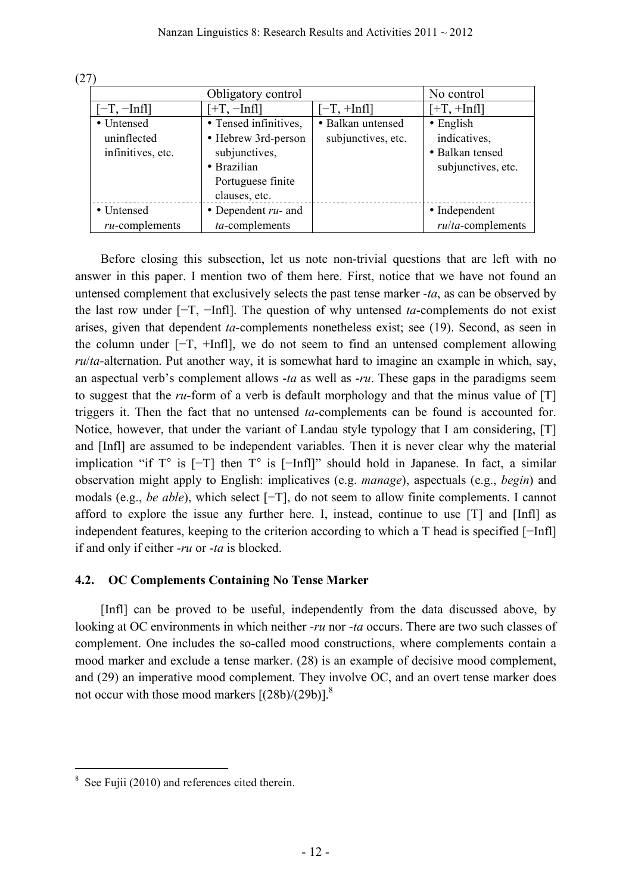(27)

| Obligatory control | | | No control |
|---|---|---|---|
| [−T, −Infl] | [+T, −Infl] | [−T, +Infl] | [+T, +Infl] |
| • Untensed uninflected infinitives, etc. | • Tensed infinitives, • Hebrew 3rd-person subjunctives, • Brazilian Portuguese finite clauses, etc. | • Balkan untensed subjunctives, etc. | • English indicatives, • Balkan tensed subjunctives, etc. |
| • Untensed *ru*-complements | • Dependent *ru*- and *ta*-complements | | • Independent *ru*/*ta*-complements |

Before closing this subsection, let us note non-trivial questions that are left with no answer in this paper. I mention two of them here. First, notice that we have not found an untensed complement that exclusively selects the past tense marker -*ta*, as can be observed by the last row under [−T, −Infl]. The question of why untensed *ta*-complements do not exist arises, given that dependent *ta*-complements nonetheless exist; see (19). Second, as seen in the column under [−T, +Infl], we do not seem to find an untensed complement allowing *ru*/*ta*-alternation. Put another way, it is somewhat hard to imagine an example in which, say, an aspectual verb's complement allows -*ta* as well as -*ru*. These gaps in the paradigms seem to suggest that the *ru*-form of a verb is default morphology and that the minus value of [T] triggers it. Then the fact that no untensed *ta*-complements can be found is accounted for. Notice, however, that under the variant of Landau style typology that I am considering, [T] and [Infl] are assumed to be independent variables. Then it is never clear why the material implication "if T° is [−T] then T° is [−Infl]" should hold in Japanese. In fact, a similar observation might apply to English: implicatives (e.g. *manage*), aspectuals (e.g., *begin*) and modals (e.g., *be able*), which select [−T], do not seem to allow finite complements. I cannot afford to explore the issue any further here. I, instead, continue to use [T] and [Infl] as independent features, keeping to the criterion according to which a T head is specified [−Infl] if and only if either -*ru* or -*ta* is blocked.

### 4.2. OC Complements Containing No Tense Marker

[Infl] can be proved to be useful, independently from the data discussed above, by looking at OC environments in which neither -*ru* nor -*ta* occurs. There are two such classes of complement. One includes the so-called mood constructions, where complements contain a mood marker and exclude a tense marker. (28) is an example of decisive mood complement, and (29) an imperative mood complement. They involve OC, and an overt tense marker does not occur with those mood markers [(28b)/(29b)].[8]

[8] See Fujii (2010) and references cited therein.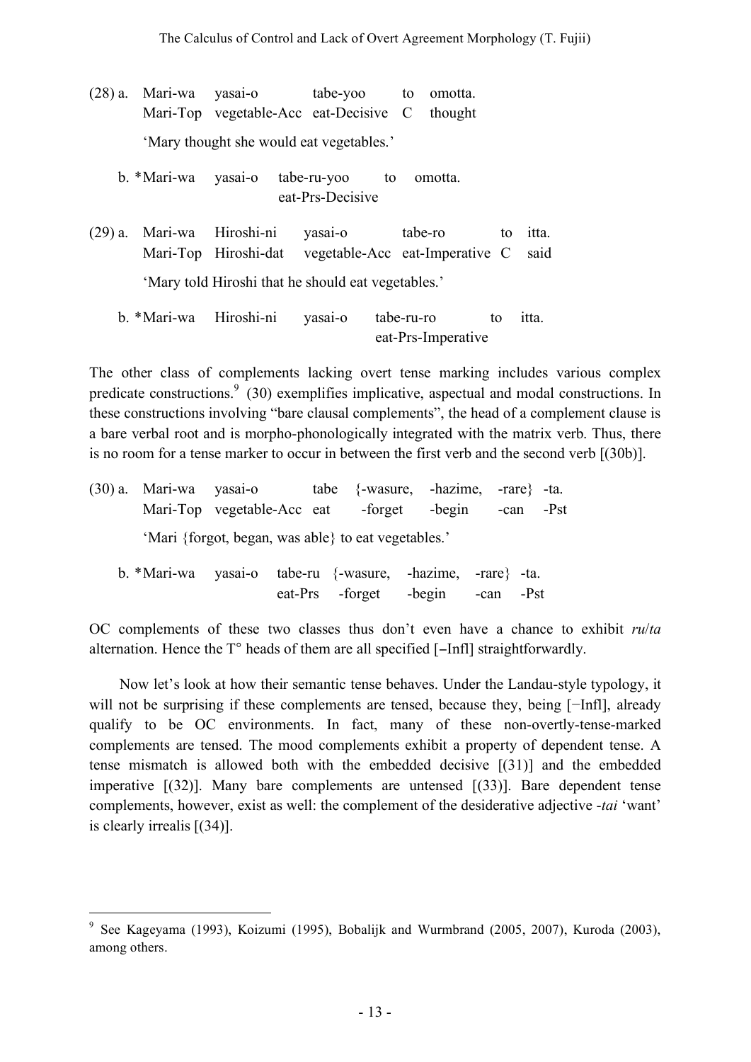(28) a. Mari-wa yasai-o tabe-yoo to omotta.
Mari-Top vegetable-Acc eat-Decisive C thought

'Mary thought she would eat vegetables.'

b. *Mari-wa yasai-o tabe-ru-yoo to omotta.
eat-Prs-Decisive

(29) a. Mari-wa Hiroshi-ni yasai-o tabe-ro to itta.
Mari-Top Hiroshi-dat vegetable-Acc eat-Imperative C said

'Mary told Hiroshi that he should eat vegetables.'

b. *Mari-wa Hiroshi-ni yasai-o tabe-ru-ro to itta.
eat-Prs-Imperative

The other class of complements lacking overt tense marking includes various complex predicate constructions.[9] (30) exemplifies implicative, aspectual and modal constructions. In these constructions involving "bare clausal complements", the head of a complement clause is a bare verbal root and is morpho-phonologically integrated with the matrix verb. Thus, there is no room for a tense marker to occur in between the first verb and the second verb [(30b)].

(30) a. Mari-wa yasai-o tabe {-wasure, -hazime, -rare} -ta.
Mari-Top vegetable-Acc eat -forget -begin -can -Pst

'Mari {forgot, began, was able} to eat vegetables.'

b. *Mari-wa yasai-o tabe-ru {-wasure, -hazime, -rare} -ta.
eat-Prs -forget -begin -can -Pst

OC complements of these two classes thus don't even have a chance to exhibit *ru*/*ta* alternation. Hence the T° heads of them are all specified [−Infl] straightforwardly.

Now let's look at how their semantic tense behaves. Under the Landau-style typology, it will not be surprising if these complements are tensed, because they, being [−Infl], already qualify to be OC environments. In fact, many of these non-overtly-tense-marked complements are tensed. The mood complements exhibit a property of dependent tense. A tense mismatch is allowed both with the embedded decisive [(31)] and the embedded imperative [(32)]. Many bare complements are untensed [(33)]. Bare dependent tense complements, however, exist as well: the complement of the desiderative adjective *-tai* 'want' is clearly irrealis [(34)].

---

[9] See Kageyama (1993), Koizumi (1995), Bobalijk and Wurmbrand (2005, 2007), Kuroda (2003), among others.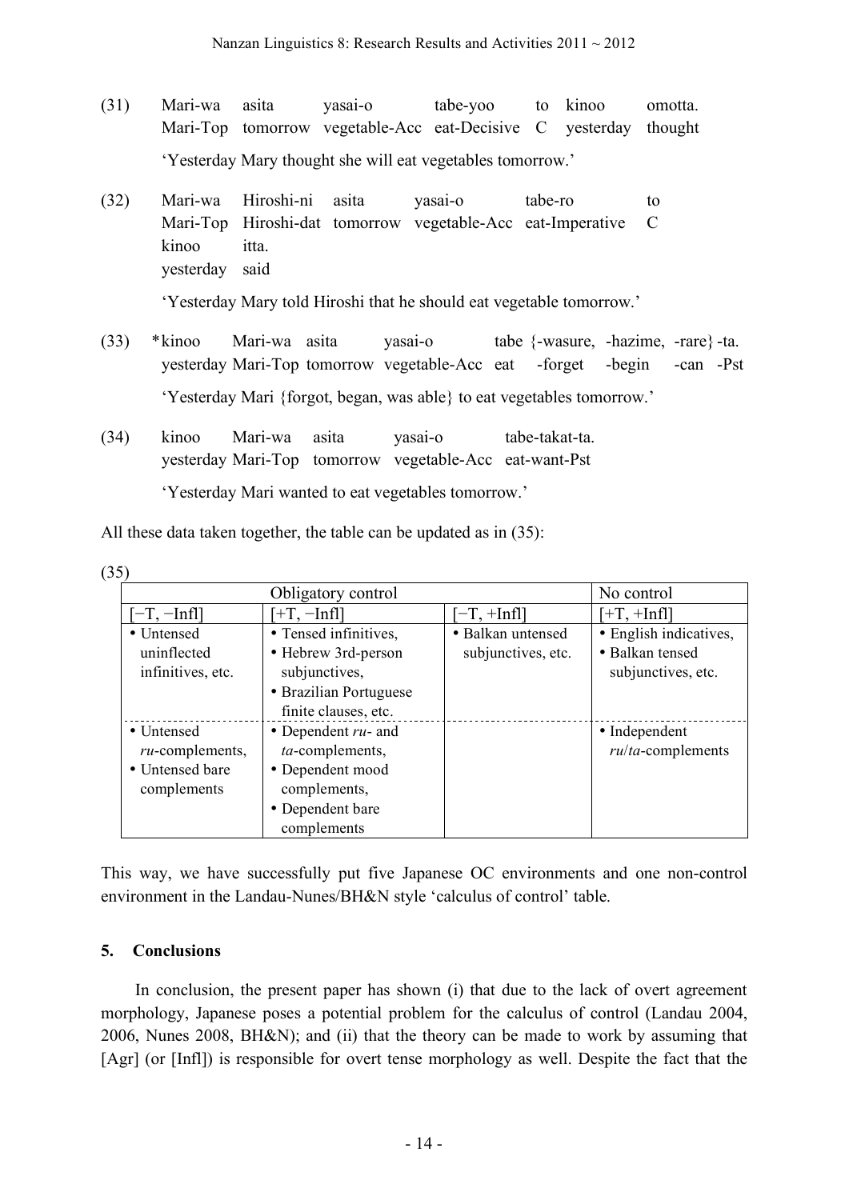(31) Mari-wa asita yasai-o tabe-yoo to kinoo omotta.
Mari-Top tomorrow vegetable-Acc eat-Decisive C yesterday thought

'Yesterday Mary thought she will eat vegetables tomorrow.'

(32) Mari-wa Hiroshi-ni asita yasai-o tabe-ro to kinoo itta.
Mari-Top Hiroshi-dat tomorrow vegetable-Acc eat-Imperative C yesterday said

'Yesterday Mary told Hiroshi that he should eat vegetable tomorrow.'

(33) *kinoo Mari-wa asita yasai-o tabe {-wasure, -hazime, -rare}-ta.
yesterday Mari-Top tomorrow vegetable-Acc eat -forget -begin -can -Pst

'Yesterday Mari {forgot, began, was able} to eat vegetables tomorrow.'

(34) kinoo Mari-wa asita yasai-o tabe-takat-ta.
yesterday Mari-Top tomorrow vegetable-Acc eat-want-Pst

'Yesterday Mari wanted to eat vegetables tomorrow.'

All these data taken together, the table can be updated as in (35):

(35)

| Obligatory control | | | No control |
|---|---|---|---|
| [−T, −Infl] | [+T, −Infl] | [−T, +Infl] | [+T, +Infl] |
| • Untensed uninflected infinitives, etc. | • Tensed infinitives, • Hebrew 3rd-person subjunctives, • Brazilian Portuguese finite clauses, etc. | • Balkan untensed subjunctives, etc. | • English indicatives, • Balkan tensed subjunctives, etc. |
| • Untensed *ru*-complements, • Untensed bare complements | • Dependent *ru*- and *ta*-complements, • Dependent mood complements, • Dependent bare complements | | • Independent *ru*/*ta*-complements |

This way, we have successfully put five Japanese OC environments and one non-control environment in the Landau-Nunes/BH&N style 'calculus of control' table.

## 5. Conclusions

In conclusion, the present paper has shown (i) that due to the lack of overt agreement morphology, Japanese poses a potential problem for the calculus of control (Landau 2004, 2006, Nunes 2008, BH&N); and (ii) that the theory can be made to work by assuming that [Agr] (or [Infl]) is responsible for overt tense morphology as well. Despite the fact that the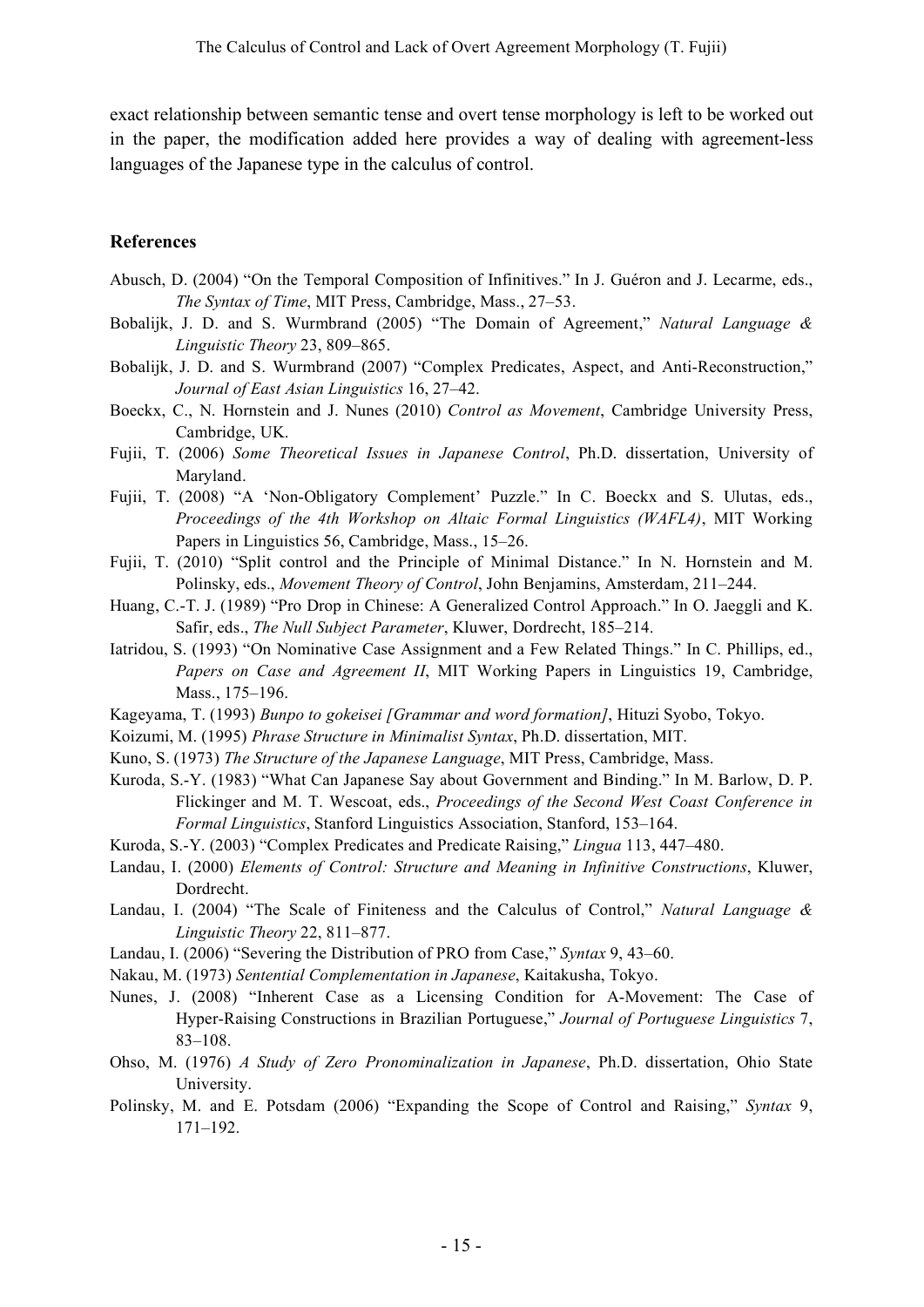exact relationship between semantic tense and overt tense morphology is left to be worked out in the paper, the modification added here provides a way of dealing with agreement-less languages of the Japanese type in the calculus of control.

## References

Abusch, D. (2004) "On the Temporal Composition of Infinitives." In J. Guéron and J. Lecarme, eds., *The Syntax of Time*, MIT Press, Cambridge, Mass., 27–53.

Bobalijk, J. D. and S. Wurmbrand (2005) "The Domain of Agreement," *Natural Language & Linguistic Theory* 23, 809–865.

Bobalijk, J. D. and S. Wurmbrand (2007) "Complex Predicates, Aspect, and Anti-Reconstruction," *Journal of East Asian Linguistics* 16, 27–42.

Boeckx, C., N. Hornstein and J. Nunes (2010) *Control as Movement*, Cambridge University Press, Cambridge, UK.

Fujii, T. (2006) *Some Theoretical Issues in Japanese Control*, Ph.D. dissertation, University of Maryland.

Fujii, T. (2008) "A 'Non-Obligatory Complement' Puzzle." In C. Boeckx and S. Ulutas, eds., *Proceedings of the 4th Workshop on Altaic Formal Linguistics (WAFL4)*, MIT Working Papers in Linguistics 56, Cambridge, Mass., 15–26.

Fujii, T. (2010) "Split control and the Principle of Minimal Distance." In N. Hornstein and M. Polinsky, eds., *Movement Theory of Control*, John Benjamins, Amsterdam, 211–244.

Huang, C.-T. J. (1989) "Pro Drop in Chinese: A Generalized Control Approach." In O. Jaeggli and K. Safir, eds., *The Null Subject Parameter*, Kluwer, Dordrecht, 185–214.

Iatridou, S. (1993) "On Nominative Case Assignment and a Few Related Things." In C. Phillips, ed., *Papers on Case and Agreement II*, MIT Working Papers in Linguistics 19, Cambridge, Mass., 175–196.

Kageyama, T. (1993) *Bunpo to gokeisei [Grammar and word formation]*, Hituzi Syobo, Tokyo.

Koizumi, M. (1995) *Phrase Structure in Minimalist Syntax*, Ph.D. dissertation, MIT.

Kuno, S. (1973) *The Structure of the Japanese Language*, MIT Press, Cambridge, Mass.

Kuroda, S.-Y. (1983) "What Can Japanese Say about Government and Binding." In M. Barlow, D. P. Flickinger and M. T. Wescoat, eds., *Proceedings of the Second West Coast Conference in Formal Linguistics*, Stanford Linguistics Association, Stanford, 153–164.

Kuroda, S.-Y. (2003) "Complex Predicates and Predicate Raising," *Lingua* 113, 447–480.

Landau, I. (2000) *Elements of Control: Structure and Meaning in Infinitive Constructions*, Kluwer, Dordrecht.

Landau, I. (2004) "The Scale of Finiteness and the Calculus of Control," *Natural Language & Linguistic Theory* 22, 811–877.

Landau, I. (2006) "Severing the Distribution of PRO from Case," *Syntax* 9, 43–60.

Nakau, M. (1973) *Sentential Complementation in Japanese*, Kaitakusha, Tokyo.

Nunes, J. (2008) "Inherent Case as a Licensing Condition for A-Movement: The Case of Hyper-Raising Constructions in Brazilian Portuguese," *Journal of Portuguese Linguistics* 7, 83–108.

Ohso, M. (1976) *A Study of Zero Pronominalization in Japanese*, Ph.D. dissertation, Ohio State University.

Polinsky, M. and E. Potsdam (2006) "Expanding the Scope of Control and Raising," *Syntax* 9, 171–192.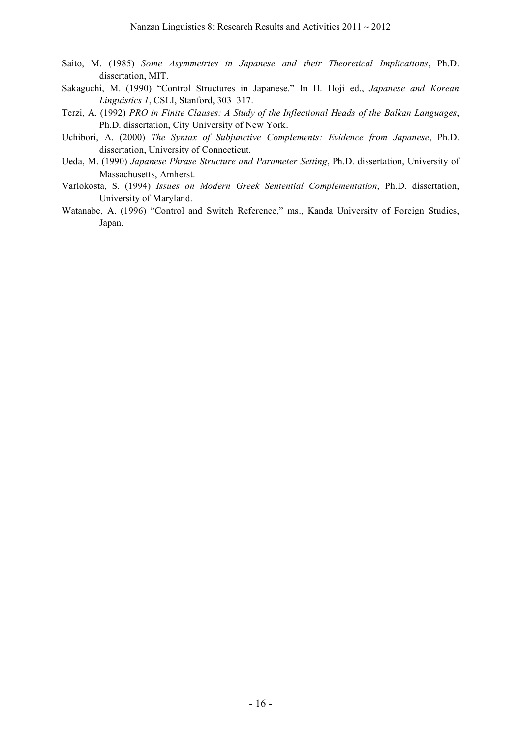Saito, M. (1985) *Some Asymmetries in Japanese and their Theoretical Implications*, Ph.D. dissertation, MIT.

Sakaguchi, M. (1990) "Control Structures in Japanese." In H. Hoji ed., *Japanese and Korean Linguistics 1*, CSLI, Stanford, 303–317.

Terzi, A. (1992) *PRO in Finite Clauses: A Study of the Inflectional Heads of the Balkan Languages*, Ph.D. dissertation, City University of New York.

Uchibori, A. (2000) *The Syntax of Subjunctive Complements: Evidence from Japanese*, Ph.D. dissertation, University of Connecticut.

Ueda, M. (1990) *Japanese Phrase Structure and Parameter Setting*, Ph.D. dissertation, University of Massachusetts, Amherst.

Varlokosta, S. (1994) *Issues on Modern Greek Sentential Complementation*, Ph.D. dissertation, University of Maryland.

Watanabe, A. (1996) "Control and Switch Reference," ms., Kanda University of Foreign Studies, Japan.